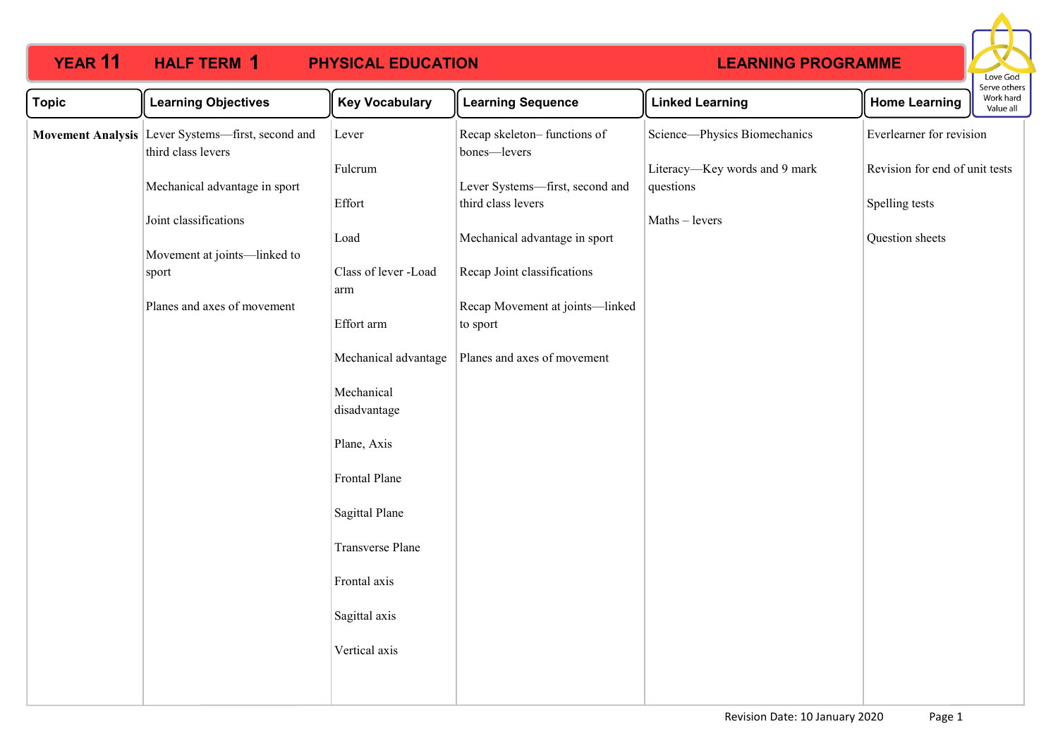# YEAR 11 HALF TERM 1 PHYSICAL EDUCATION LEARNING PROGRAMME

Love God
Serve others
Work hard
Value all

| Topic | Learning Objectives | Key Vocabulary | Learning Sequence | Linked Learning | Home Learning |
|---|---|---|---|---|---|
| **Movement Analysis** | Lever Systems—first, second and third class levers<br><br>Mechanical advantage in sport<br><br>Joint classifications<br><br>Movement at joints—linked to sport<br><br>Planes and axes of movement | Lever<br><br>Fulcrum<br><br>Effort<br><br>Load<br><br>Class of lever -Load arm<br><br>Effort arm<br><br>Mechanical advantage<br><br>Mechanical disadvantage<br><br>Plane, Axis<br><br>Frontal Plane<br><br>Sagittal Plane<br><br>Transverse Plane<br><br>Frontal axis<br><br>Sagittal axis<br><br>Vertical axis | Recap skeleton– functions of bones—levers<br><br>Lever Systems—first, second and third class levers<br><br>Mechanical advantage in sport<br><br>Recap Joint classifications<br><br>Recap Movement at joints—linked to sport<br><br>Planes and axes of movement | Science—Physics Biomechanics<br><br>Literacy—Key words and 9 mark questions<br><br>Maths – levers | Everlearner for revision<br><br>Revision for end of unit tests<br><br>Spelling tests<br><br>Question sheets |

Revision Date: 10 January 2020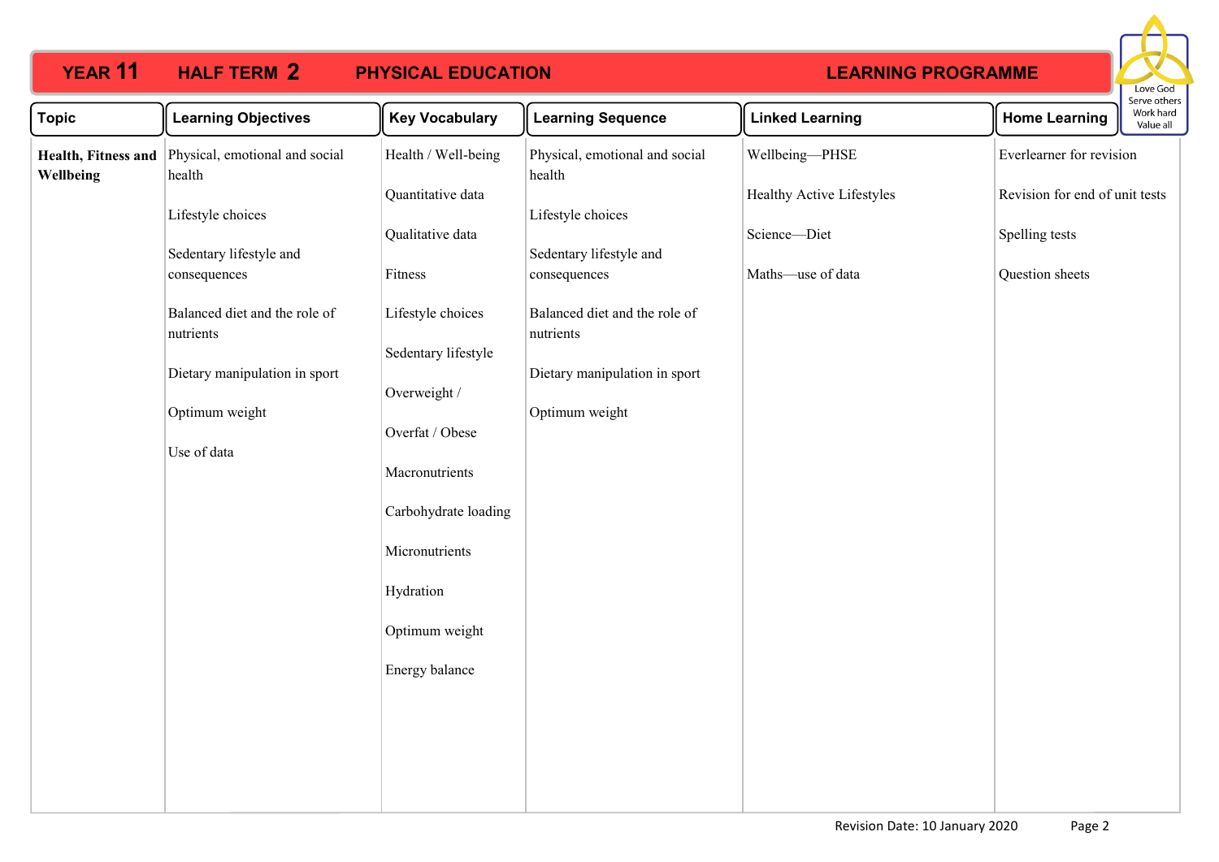# YEAR 11 HALF TERM 2 PHYSICAL EDUCATION LEARNING PROGRAMME

Love God
Serve others
Work hard
Value all

| Topic | Learning Objectives | Key Vocabulary | Learning Sequence | Linked Learning | Home Learning |
|---|---|---|---|---|---|
| **Health, Fitness and Wellbeing** | Physical, emotional and social health<br><br>Lifestyle choices<br><br>Sedentary lifestyle and consequences<br><br>Balanced diet and the role of nutrients<br><br>Dietary manipulation in sport<br><br>Optimum weight<br><br>Use of data | Health / Well-being<br><br>Quantitative data<br><br>Qualitative data<br><br>Fitness<br><br>Lifestyle choices<br><br>Sedentary lifestyle<br><br>Overweight /<br><br>Overfat / Obese<br><br>Macronutrients<br><br>Carbohydrate loading<br><br>Micronutrients<br><br>Hydration<br><br>Optimum weight<br><br>Energy balance | Physical, emotional and social health<br><br>Lifestyle choices<br><br>Sedentary lifestyle and consequences<br><br>Balanced diet and the role of nutrients<br><br>Dietary manipulation in sport<br><br>Optimum weight | Wellbeing—PHSE<br><br>Healthy Active Lifestyles<br><br>Science—Diet<br><br>Maths—use of data | Everlearner for revision<br><br>Revision for end of unit tests<br><br>Spelling tests<br><br>Question sheets |

Revision Date: 10 January 2020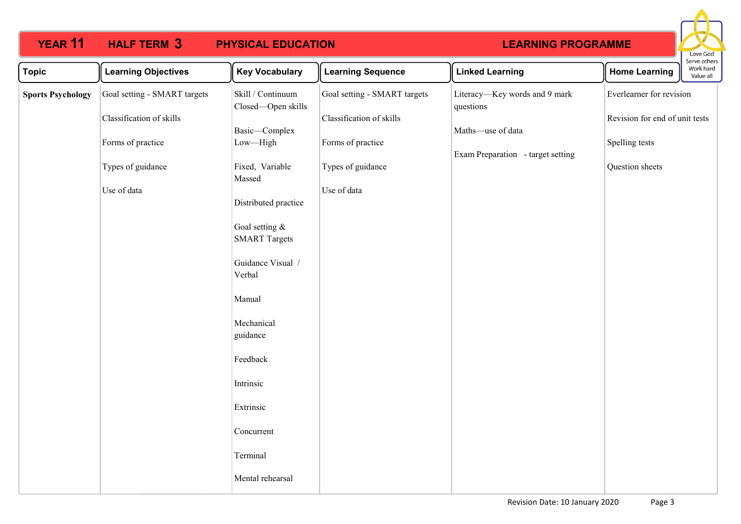# YEAR 11 HALF TERM 3 PHYSICAL EDUCATION LEARNING PROGRAMME

Love God
Serve others
Work hard
Value all

| Topic | Learning Objectives | Key Vocabulary | Learning Sequence | Linked Learning | Home Learning |
|---|---|---|---|---|---|
| **Sports Psychology** | Goal setting - SMART targets<br><br>Classification of skills<br><br>Forms of practice<br><br>Types of guidance<br><br>Use of data | Skill / Continuum<br>Closed—Open skills<br><br>Basic—Complex<br>Low—High<br><br>Fixed, Variable<br>Massed<br><br>Distributed practice<br><br>Goal setting & SMART Targets<br><br>Guidance Visual / Verbal<br><br>Manual<br><br>Mechanical guidance<br><br>Feedback<br><br>Intrinsic<br><br>Extrinsic<br><br>Concurrent<br><br>Terminal<br><br>Mental rehearsal | Goal setting - SMART targets<br><br>Classification of skills<br><br>Forms of practice<br><br>Types of guidance<br><br>Use of data | Literacy—Key words and 9 mark questions<br><br>Maths—use of data<br><br>Exam Preparation - target setting | Everlearner for revision<br><br>Revision for end of unit tests<br><br>Spelling tests<br><br>Question sheets |

Revision Date: 10 January 2020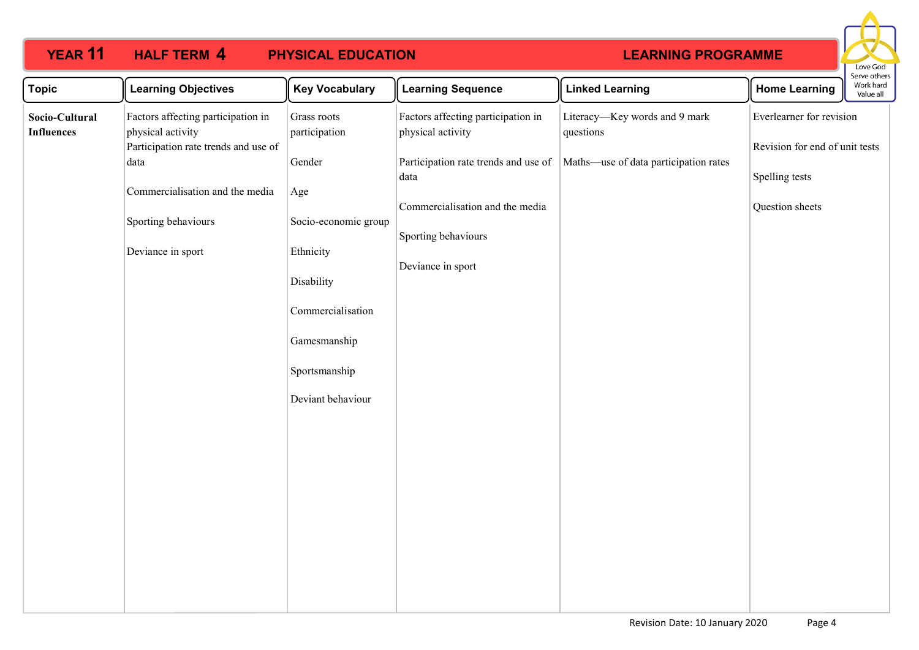# YEAR 11 HALF TERM 4 PHYSICAL EDUCATION LEARNING PROGRAMME

Love God
Serve others
Work hard
Value all

| Topic | Learning Objectives | Key Vocabulary | Learning Sequence | Linked Learning | Home Learning |
|---|---|---|---|---|---|
| **Socio-Cultural Influences** | Factors affecting participation in physical activity<br>Participation rate trends and use of data<br><br>Commercialisation and the media<br><br>Sporting behaviours<br><br>Deviance in sport | Grass roots participation<br><br>Gender<br><br>Age<br><br>Socio-economic group<br><br>Ethnicity<br><br>Disability<br><br>Commercialisation<br><br>Gamesmanship<br><br>Sportsmanship<br><br>Deviant behaviour | Factors affecting participation in physical activity<br><br>Participation rate trends and use of data<br><br>Commercialisation and the media<br><br>Sporting behaviours<br><br>Deviance in sport | Literacy—Key words and 9 mark questions<br><br>Maths—use of data participation rates | Everlearner for revision<br><br>Revision for end of unit tests<br><br>Spelling tests<br><br>Question sheets |

Revision Date: 10 January 2020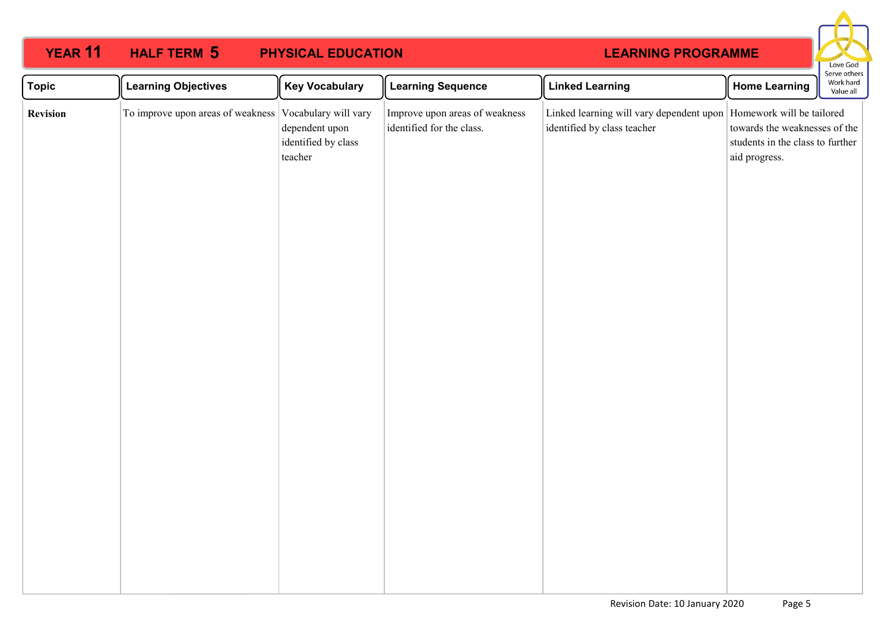# YEAR 11 HALF TERM 5 PHYSICAL EDUCATION LEARNING PROGRAMME

Love God
Serve others
Work hard
Value all

| Topic | Learning Objectives | Key Vocabulary | Learning Sequence | Linked Learning | Home Learning |
|---|---|---|---|---|---|
| **Revision** | To improve upon areas of weakness | Vocabulary will vary dependent upon identified by class teacher | Improve upon areas of weakness identified for the class. | Linked learning will vary dependent upon identified by class teacher | Homework will be tailored towards the weaknesses of the students in the class to further aid progress. |

Revision Date: 10 January 2020